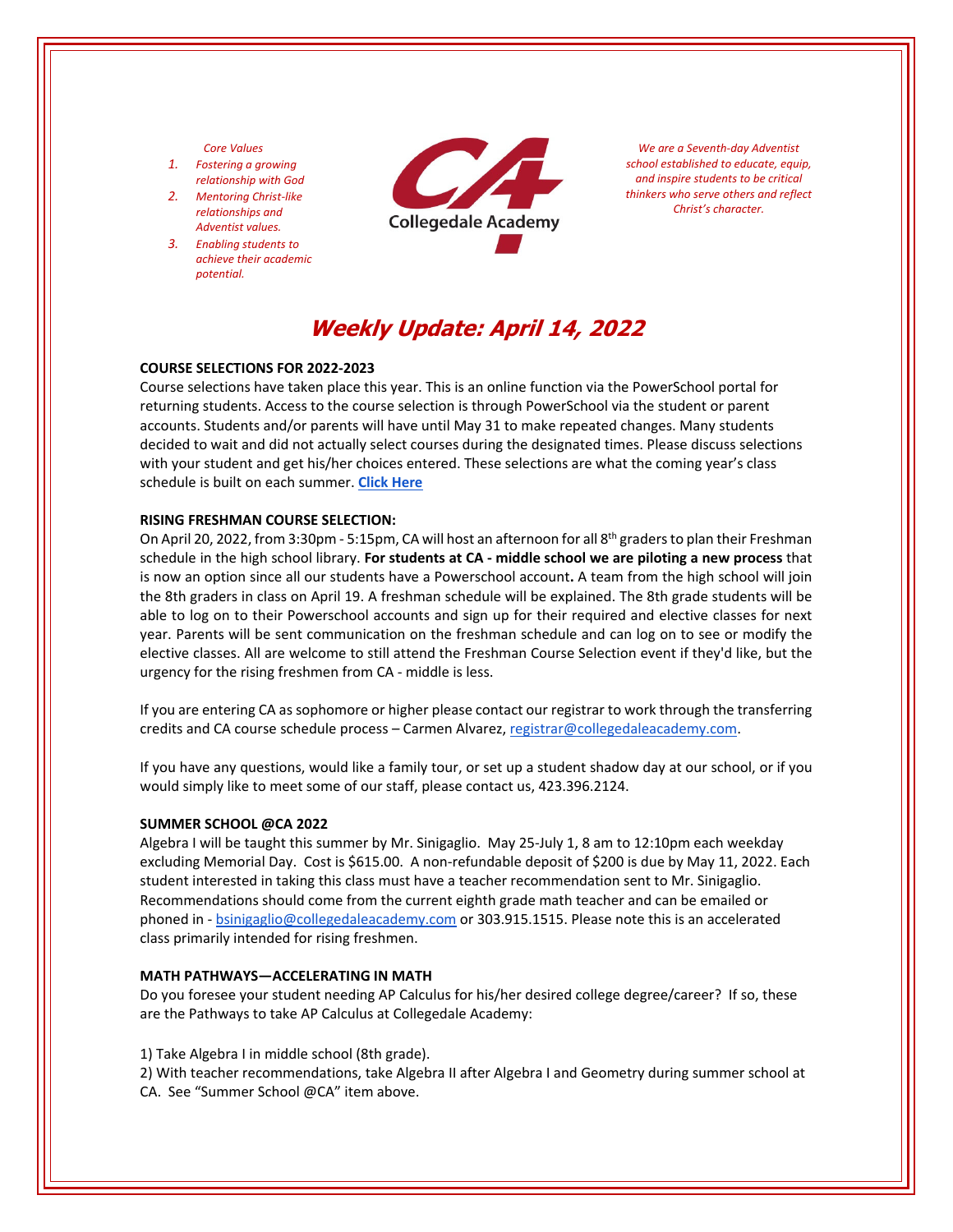*Core Values*

1. *Fostering a growing relationship with God*
2. *Mentoring Christ-like relationships and Adventist values.*
3. *Enabling students to achieve their academic potential.*

Collegedale Academy

*We are a Seventh-day Adventist school established to educate, equip, and inspire students to be critical thinkers who serve others and reflect Christ's character.*

# *Weekly Update: April 14, 2022*

**COURSE SELECTIONS FOR 2022-2023**

Course selections have taken place this year. This is an online function via the PowerSchool portal for returning students. Access to the course selection is through PowerSchool via the student or parent accounts. Students and/or parents will have until May 31 to make repeated changes. Many students decided to wait and did not actually select courses during the designated times. Please discuss selections with your student and get his/her choices entered. These selections are what the coming year's class schedule is built on each summer. **Click Here**

**RISING FRESHMAN COURSE SELECTION:**

On April 20, 2022, from 3:30pm - 5:15pm, CA will host an afternoon for all 8th graders to plan their Freshman schedule in the high school library. **For students at CA - middle school we are piloting a new process** that is now an option since all our students have a Powerschool account**.** A team from the high school will join the 8th graders in class on April 19. A freshman schedule will be explained. The 8th grade students will be able to log on to their Powerschool accounts and sign up for their required and elective classes for next year. Parents will be sent communication on the freshman schedule and can log on to see or modify the elective classes. All are welcome to still attend the Freshman Course Selection event if they'd like, but the urgency for the rising freshmen from CA - middle is less.

If you are entering CA as sophomore or higher please contact our registrar to work through the transferring credits and CA course schedule process – Carmen Alvarez, registrar@collegedaleacademy.com.

If you have any questions, would like a family tour, or set up a student shadow day at our school, or if you would simply like to meet some of our staff, please contact us, 423.396.2124.

**SUMMER SCHOOL @CA 2022**

Algebra I will be taught this summer by Mr. Sinigaglio. May 25-July 1, 8 am to 12:10pm each weekday excluding Memorial Day. Cost is $615.00. A non-refundable deposit of $200 is due by May 11, 2022. Each student interested in taking this class must have a teacher recommendation sent to Mr. Sinigaglio. Recommendations should come from the current eighth grade math teacher and can be emailed or phoned in - bsinigaglio@collegedaleacademy.com or 303.915.1515. Please note this is an accelerated class primarily intended for rising freshmen.

**MATH PATHWAYS—ACCELERATING IN MATH**

Do you foresee your student needing AP Calculus for his/her desired college degree/career? If so, these are the Pathways to take AP Calculus at Collegedale Academy:

1) Take Algebra I in middle school (8th grade).
2) With teacher recommendations, take Algebra II after Algebra I and Geometry during summer school at CA. See "Summer School @CA" item above.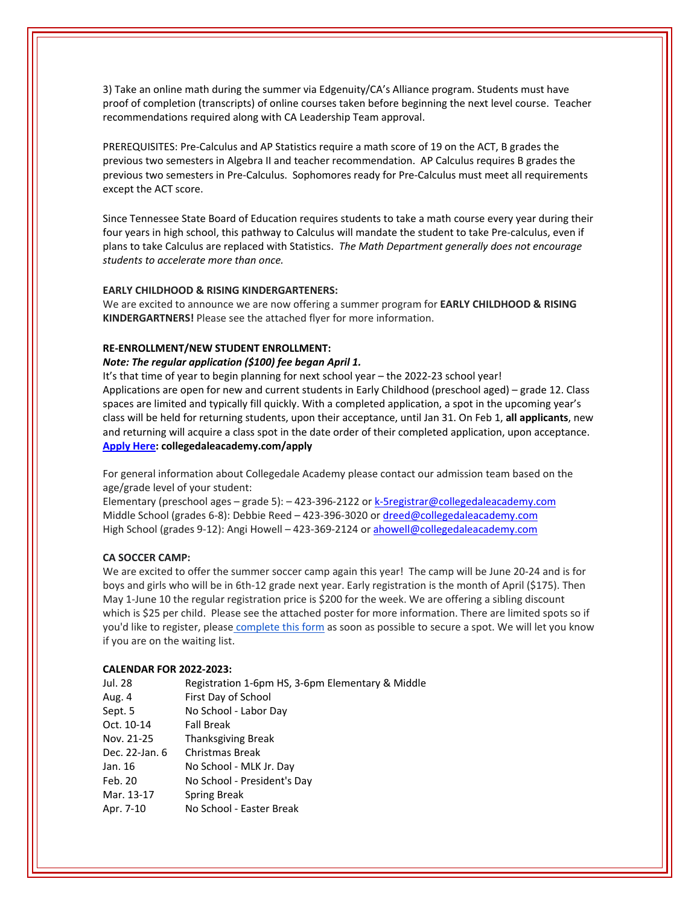3) Take an online math during the summer via Edgenuity/CA's Alliance program. Students must have proof of completion (transcripts) of online courses taken before beginning the next level course. Teacher recommendations required along with CA Leadership Team approval.

PREREQUISITES: Pre-Calculus and AP Statistics require a math score of 19 on the ACT, B grades the previous two semesters in Algebra II and teacher recommendation. AP Calculus requires B grades the previous two semesters in Pre-Calculus. Sophomores ready for Pre-Calculus must meet all requirements except the ACT score.

Since Tennessee State Board of Education requires students to take a math course every year during their four years in high school, this pathway to Calculus will mandate the student to take Pre-calculus, even if plans to take Calculus are replaced with Statistics. *The Math Department generally does not encourage students to accelerate more than once.*

**EARLY CHILDHOOD & RISING KINDERGARTENERS:**

We are excited to announce we are now offering a summer program for **EARLY CHILDHOOD & RISING KINDERGARTNERS!** Please see the attached flyer for more information.

**RE-ENROLLMENT/NEW STUDENT ENROLLMENT:**

***Note: The regular application ($100) fee began April 1.***

It's that time of year to begin planning for next school year – the 2022-23 school year!
Applications are open for new and current students in Early Childhood (preschool aged) – grade 12. Class spaces are limited and typically fill quickly. With a completed application, a spot in the upcoming year's class will be held for returning students, upon their acceptance, until Jan 31. On Feb 1, **all applicants**, new and returning will acquire a class spot in the date order of their completed application, upon acceptance.
**Apply Here: collegedaleacademy.com/apply**

For general information about Collegedale Academy please contact our admission team based on the age/grade level of your student:
Elementary (preschool ages – grade 5): – 423-396-2122 or k-5registrar@collegedaleacademy.com
Middle School (grades 6-8): Debbie Reed – 423-396-3020 or dreed@collegedaleacademy.com
High School (grades 9-12): Angi Howell – 423-369-2124 or ahowell@collegedaleacademy.com

**CA SOCCER CAMP:**

We are excited to offer the summer soccer camp again this year! The camp will be June 20-24 and is for boys and girls who will be in 6th-12 grade next year. Early registration is the month of April ($175). Then May 1-June 10 the regular registration price is $200 for the week. We are offering a sibling discount which is $25 per child. Please see the attached poster for more information. There are limited spots so if you'd like to register, please complete this form as soon as possible to secure a spot. We will let you know if you are on the waiting list.

**CALENDAR FOR 2022-2023:**

| | |
|---|---|
| Jul. 28 | Registration 1-6pm HS, 3-6pm Elementary & Middle |
| Aug. 4 | First Day of School |
| Sept. 5 | No School - Labor Day |
| Oct. 10-14 | Fall Break |
| Nov. 21-25 | Thanksgiving Break |
| Dec. 22-Jan. 6 | Christmas Break |
| Jan. 16 | No School - MLK Jr. Day |
| Feb. 20 | No School - President's Day |
| Mar. 13-17 | Spring Break |
| Apr. 7-10 | No School - Easter Break |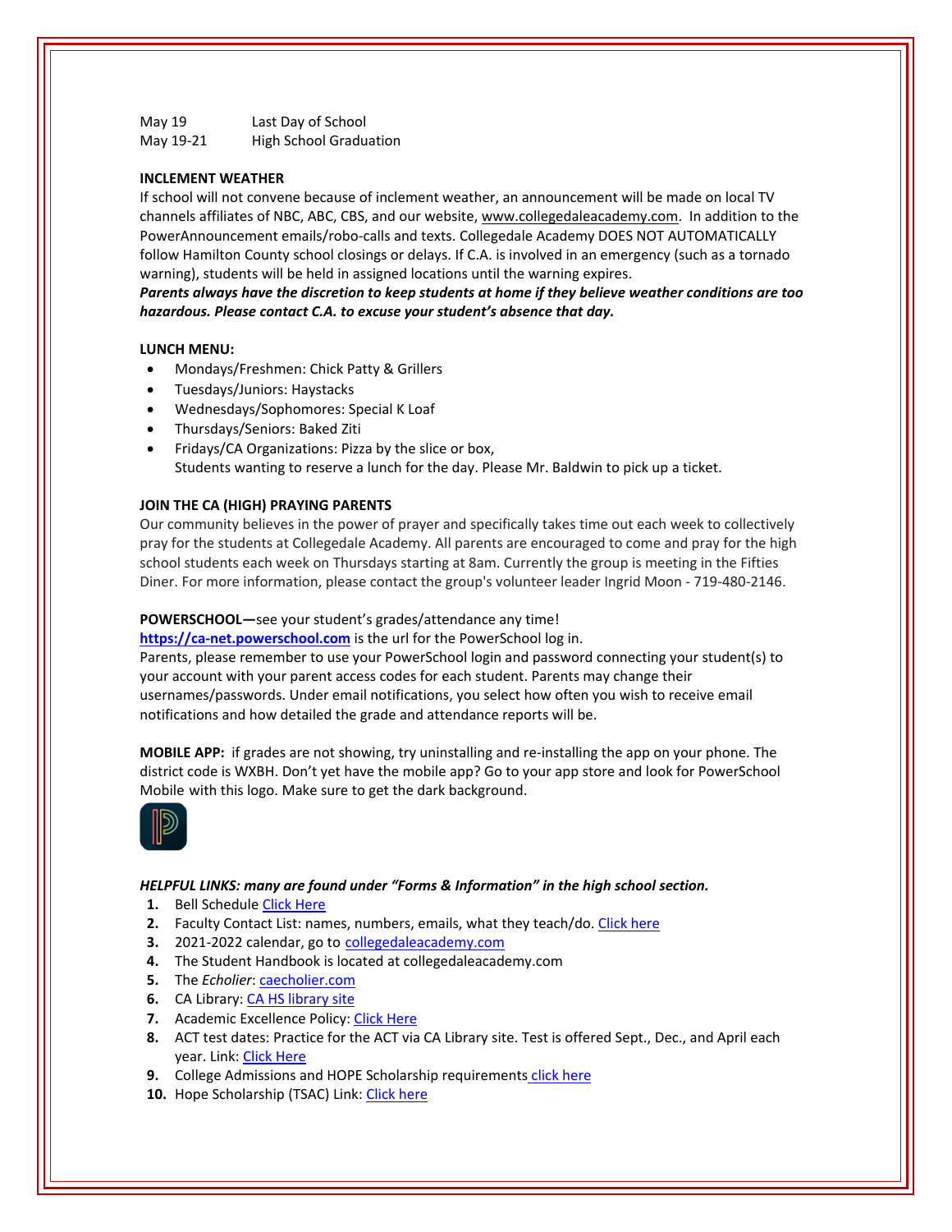May 19 Last Day of School
May 19-21 High School Graduation

**INCLEMENT WEATHER**

If school will not convene because of inclement weather, an announcement will be made on local TV channels affiliates of NBC, ABC, CBS, and our website, www.collegedaleacademy.com. In addition to the PowerAnnouncement emails/robo-calls and texts. Collegedale Academy DOES NOT AUTOMATICALLY follow Hamilton County school closings or delays. If C.A. is involved in an emergency (such as a tornado warning), students will be held in assigned locations until the warning expires.

***Parents always have the discretion to keep students at home if they believe weather conditions are too hazardous. Please contact C.A. to excuse your student's absence that day.***

**LUNCH MENU:**

- Mondays/Freshmen: Chick Patty & Grillers
- Tuesdays/Juniors: Haystacks
- Wednesdays/Sophomores: Special K Loaf
- Thursdays/Seniors: Baked Ziti
- Fridays/CA Organizations: Pizza by the slice or box,
  Students wanting to reserve a lunch for the day. Please Mr. Baldwin to pick up a ticket.

**JOIN THE CA (HIGH) PRAYING PARENTS**

Our community believes in the power of prayer and specifically takes time out each week to collectively pray for the students at Collegedale Academy. All parents are encouraged to come and pray for the high school students each week on Thursdays starting at 8am. Currently the group is meeting in the Fifties Diner. For more information, please contact the group's volunteer leader Ingrid Moon - 719-480-2146.

**POWERSCHOOL—**see your student's grades/attendance any time!

**https://ca-net.powerschool.com** is the url for the PowerSchool log in.

Parents, please remember to use your PowerSchool login and password connecting your student(s) to your account with your parent access codes for each student. Parents may change their usernames/passwords. Under email notifications, you select how often you wish to receive email notifications and how detailed the grade and attendance reports will be.

**MOBILE APP:** if grades are not showing, try uninstalling and re-installing the app on your phone. The district code is WXBH. Don't yet have the mobile app? Go to your app store and look for PowerSchool Mobile with this logo. Make sure to get the dark background.

***HELPFUL LINKS: many are found under "Forms & Information" in the high school section.***

1. Bell Schedule Click Here
2. Faculty Contact List: names, numbers, emails, what they teach/do. Click here
3. 2021-2022 calendar, go to collegedaleacademy.com
4. The Student Handbook is located at collegedaleacademy.com
5. The *Echolier*: caecholier.com
6. CA Library: CA HS library site
7. Academic Excellence Policy: Click Here
8. ACT test dates: Practice for the ACT via CA Library site. Test is offered Sept., Dec., and April each year. Link: Click Here
9. College Admissions and HOPE Scholarship requirements click here
10. Hope Scholarship (TSAC) Link: Click here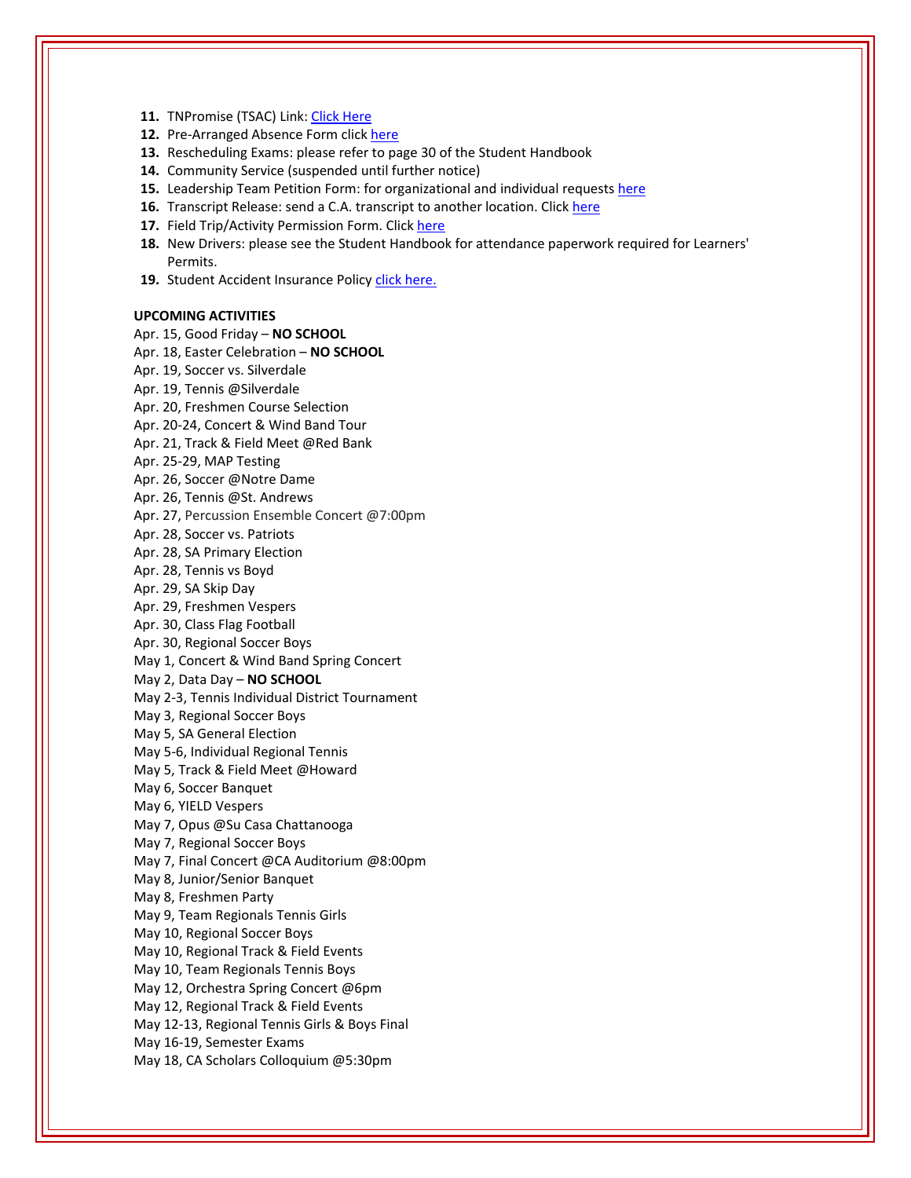11. TNPromise (TSAC) Link: Click Here
12. Pre-Arranged Absence Form click here
13. Rescheduling Exams: please refer to page 30 of the Student Handbook
14. Community Service (suspended until further notice)
15. Leadership Team Petition Form: for organizational and individual requests here
16. Transcript Release: send a C.A. transcript to another location. Click here
17. Field Trip/Activity Permission Form. Click here
18. New Drivers: please see the Student Handbook for attendance paperwork required for Learners' Permits.
19. Student Accident Insurance Policy click here.

**UPCOMING ACTIVITIES**

Apr. 15, Good Friday – **NO SCHOOL**
Apr. 18, Easter Celebration – **NO SCHOOL**
Apr. 19, Soccer vs. Silverdale
Apr. 19, Tennis @Silverdale
Apr. 20, Freshmen Course Selection
Apr. 20-24, Concert & Wind Band Tour
Apr. 21, Track & Field Meet @Red Bank
Apr. 25-29, MAP Testing
Apr. 26, Soccer @Notre Dame
Apr. 26, Tennis @St. Andrews
Apr. 27, Percussion Ensemble Concert @7:00pm
Apr. 28, Soccer vs. Patriots
Apr. 28, SA Primary Election
Apr. 28, Tennis vs Boyd
Apr. 29, SA Skip Day
Apr. 29, Freshmen Vespers
Apr. 30, Class Flag Football
Apr. 30, Regional Soccer Boys
May 1, Concert & Wind Band Spring Concert
May 2, Data Day – **NO SCHOOL**
May 2-3, Tennis Individual District Tournament
May 3, Regional Soccer Boys
May 5, SA General Election
May 5-6, Individual Regional Tennis
May 5, Track & Field Meet @Howard
May 6, Soccer Banquet
May 6, YIELD Vespers
May 7, Opus @Su Casa Chattanooga
May 7, Regional Soccer Boys
May 7, Final Concert @CA Auditorium @8:00pm
May 8, Junior/Senior Banquet
May 8, Freshmen Party
May 9, Team Regionals Tennis Girls
May 10, Regional Soccer Boys
May 10, Regional Track & Field Events
May 10, Team Regionals Tennis Boys
May 12, Orchestra Spring Concert @6pm
May 12, Regional Track & Field Events
May 12-13, Regional Tennis Girls & Boys Final
May 16-19, Semester Exams
May 18, CA Scholars Colloquium @5:30pm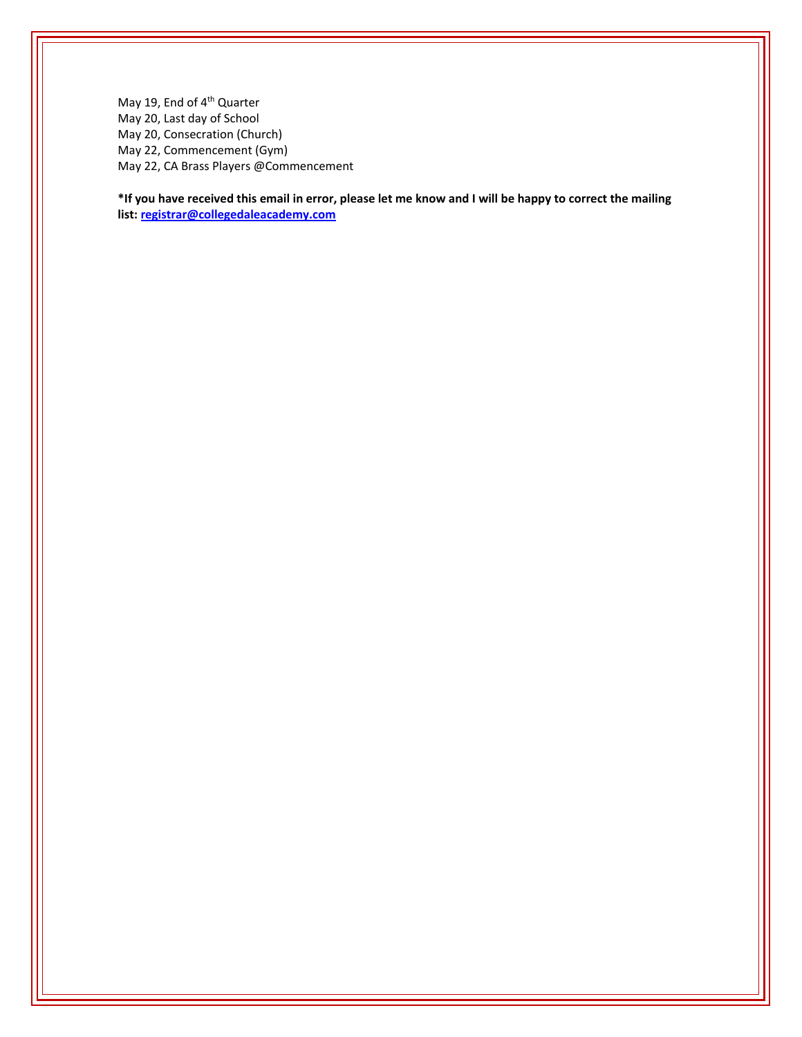May 19, End of 4th Quarter
May 20, Last day of School
May 20, Consecration (Church)
May 22, Commencement (Gym)
May 22, CA Brass Players @Commencement

**\*If you have received this email in error, please let me know and I will be happy to correct the mailing list: [registrar@collegedaleacademy.com](mailto:registrar@collegedaleacademy.com)**